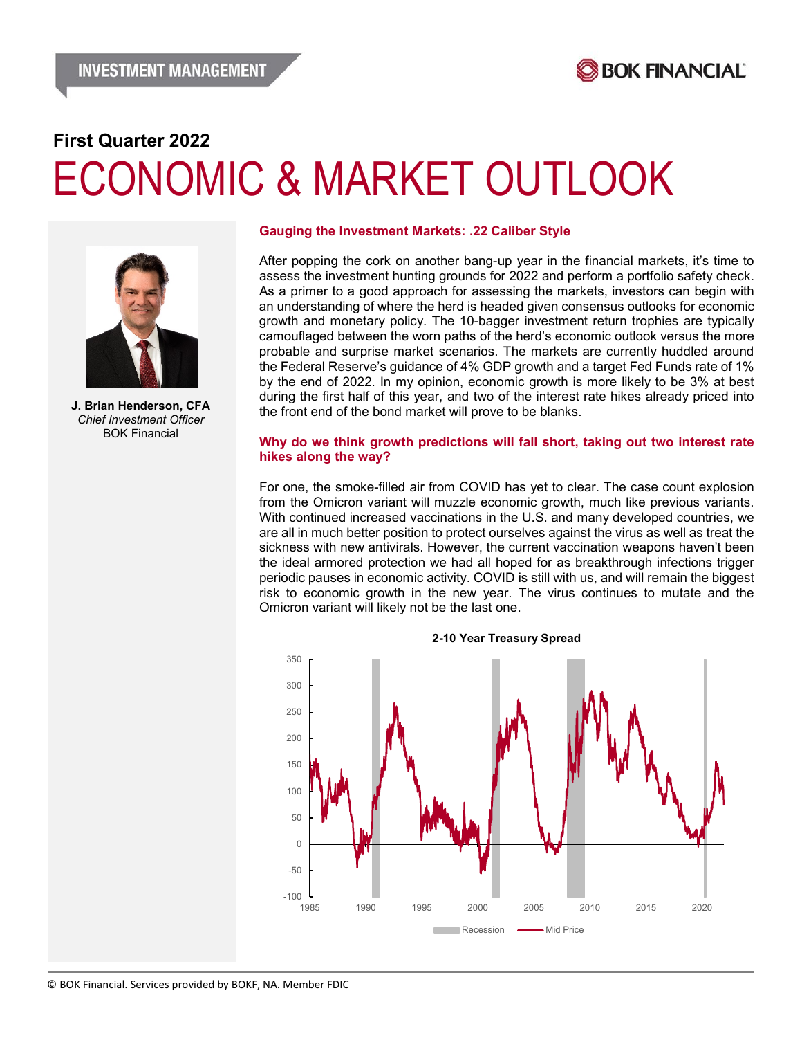INVESTMENT MANAGEMENT

BOK FINANCIAL

**First Quarter 2022**

# ECONOMIC & MARKET OUTLOOK

**J. Brian Henderson, CFA**
*Chief Investment Officer*
BOK Financial

## Gauging the Investment Markets: .22 Caliber Style

After popping the cork on another bang-up year in the financial markets, it's time to assess the investment hunting grounds for 2022 and perform a portfolio safety check. As a primer to a good approach for assessing the markets, investors can begin with an understanding of where the herd is headed given consensus outlooks for economic growth and monetary policy. The 10-bagger investment return trophies are typically camouflaged between the worn paths of the herd's economic outlook versus the more probable and surprise market scenarios. The markets are currently huddled around the Federal Reserve's guidance of 4% GDP growth and a target Fed Funds rate of 1% by the end of 2022. In my opinion, economic growth is more likely to be 3% at best during the first half of this year, and two of the interest rate hikes already priced into the front end of the bond market will prove to be blanks.

## Why do we think growth predictions will fall short, taking out two interest rate hikes along the way?

For one, the smoke-filled air from COVID has yet to clear. The case count explosion from the Omicron variant will muzzle economic growth, much like previous variants. With continued increased vaccinations in the U.S. and many developed countries, we are all in much better position to protect ourselves against the virus as well as treat the sickness with new antivirals. However, the current vaccination weapons haven't been the ideal armored protection we had all hoped for as breakthrough infections trigger periodic pauses in economic activity. COVID is still with us, and will remain the biggest risk to economic growth in the new year. The virus continues to mutate and the Omicron variant will likely not be the last one.

**2-10 Year Treasury Spread**

Recession — Mid Price

© BOK Financial. Services provided by BOKF, NA. Member FDIC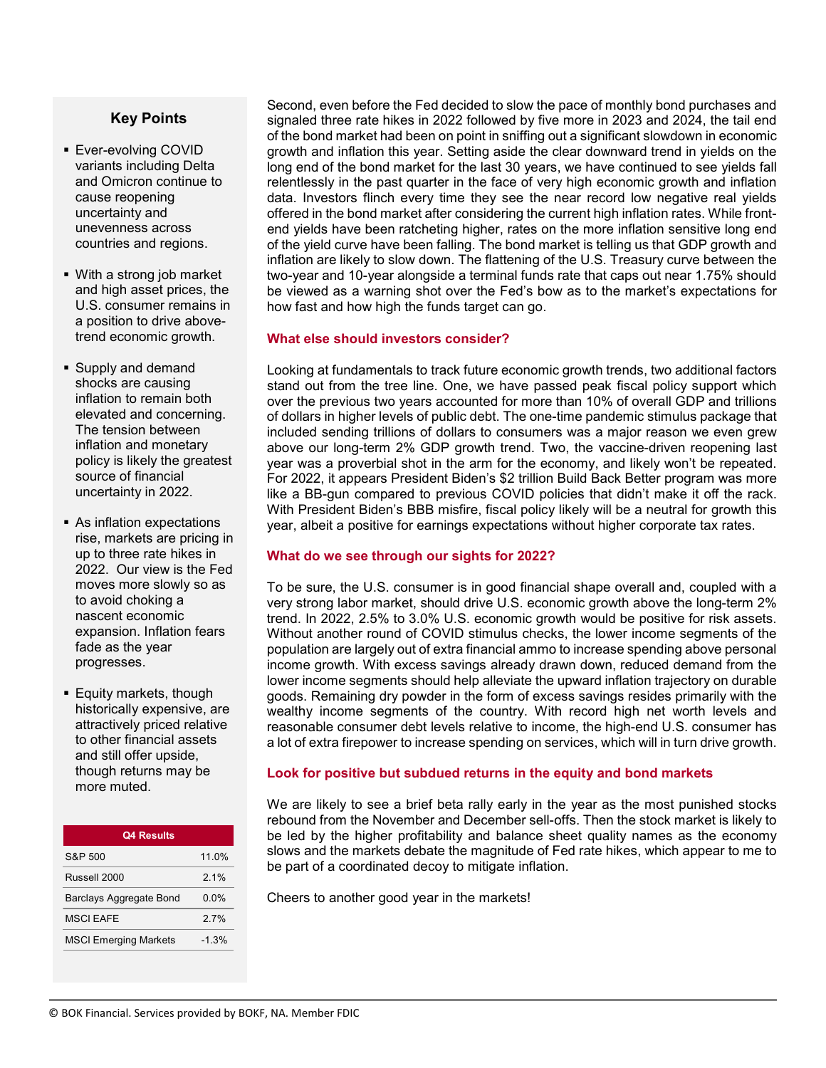## Key Points

- Ever-evolving COVID variants including Delta and Omicron continue to cause reopening uncertainty and unevenness across countries and regions.
- With a strong job market and high asset prices, the U.S. consumer remains in a position to drive above-trend economic growth.
- Supply and demand shocks are causing inflation to remain both elevated and concerning. The tension between inflation and monetary policy is likely the greatest source of financial uncertainty in 2022.
- As inflation expectations rise, markets are pricing in up to three rate hikes in 2022. Our view is the Fed moves more slowly so as to avoid choking a nascent economic expansion. Inflation fears fade as the year progresses.
- Equity markets, though historically expensive, are attractively priced relative to other financial assets and still offer upside, though returns may be more muted.

| Q4 Results | |
|---|---|
| S&P 500 | 11.0% |
| Russell 2000 | 2.1% |
| Barclays Aggregate Bond | 0.0% |
| MSCI EAFE | 2.7% |
| MSCI Emerging Markets | -1.3% |

Second, even before the Fed decided to slow the pace of monthly bond purchases and signaled three rate hikes in 2022 followed by five more in 2023 and 2024, the tail end of the bond market had been on point in sniffing out a significant slowdown in economic growth and inflation this year. Setting aside the clear downward trend in yields on the long end of the bond market for the last 30 years, we have continued to see yields fall relentlessly in the past quarter in the face of very high economic growth and inflation data. Investors flinch every time they see the near record low negative real yields offered in the bond market after considering the current high inflation rates. While front-end yields have been ratcheting higher, rates on the more inflation sensitive long end of the yield curve have been falling. The bond market is telling us that GDP growth and inflation are likely to slow down. The flattening of the U.S. Treasury curve between the two-year and 10-year alongside a terminal funds rate that caps out near 1.75% should be viewed as a warning shot over the Fed's bow as to the market's expectations for how fast and how high the funds target can go.

### What else should investors consider?

Looking at fundamentals to track future economic growth trends, two additional factors stand out from the tree line. One, we have passed peak fiscal policy support which over the previous two years accounted for more than 10% of overall GDP and trillions of dollars in higher levels of public debt. The one-time pandemic stimulus package that included sending trillions of dollars to consumers was a major reason we even grew above our long-term 2% GDP growth trend. Two, the vaccine-driven reopening last year was a proverbial shot in the arm for the economy, and likely won't be repeated. For 2022, it appears President Biden's $2 trillion Build Back Better program was more like a BB-gun compared to previous COVID policies that didn't make it off the rack. With President Biden's BBB misfire, fiscal policy likely will be a neutral for growth this year, albeit a positive for earnings expectations without higher corporate tax rates.

### What do we see through our sights for 2022?

To be sure, the U.S. consumer is in good financial shape overall and, coupled with a very strong labor market, should drive U.S. economic growth above the long-term 2% trend. In 2022, 2.5% to 3.0% U.S. economic growth would be positive for risk assets. Without another round of COVID stimulus checks, the lower income segments of the population are largely out of extra financial ammo to increase spending above personal income growth. With excess savings already drawn down, reduced demand from the lower income segments should help alleviate the upward inflation trajectory on durable goods. Remaining dry powder in the form of excess savings resides primarily with the wealthy income segments of the country. With record high net worth levels and reasonable consumer debt levels relative to income, the high-end U.S. consumer has a lot of extra firepower to increase spending on services, which will in turn drive growth.

### Look for positive but subdued returns in the equity and bond markets

We are likely to see a brief beta rally early in the year as the most punished stocks rebound from the November and December sell-offs. Then the stock market is likely to be led by the higher profitability and balance sheet quality names as the economy slows and the markets debate the magnitude of Fed rate hikes, which appear to me to be part of a coordinated decoy to mitigate inflation.

Cheers to another good year in the markets!

© BOK Financial. Services provided by BOKF, NA. Member FDIC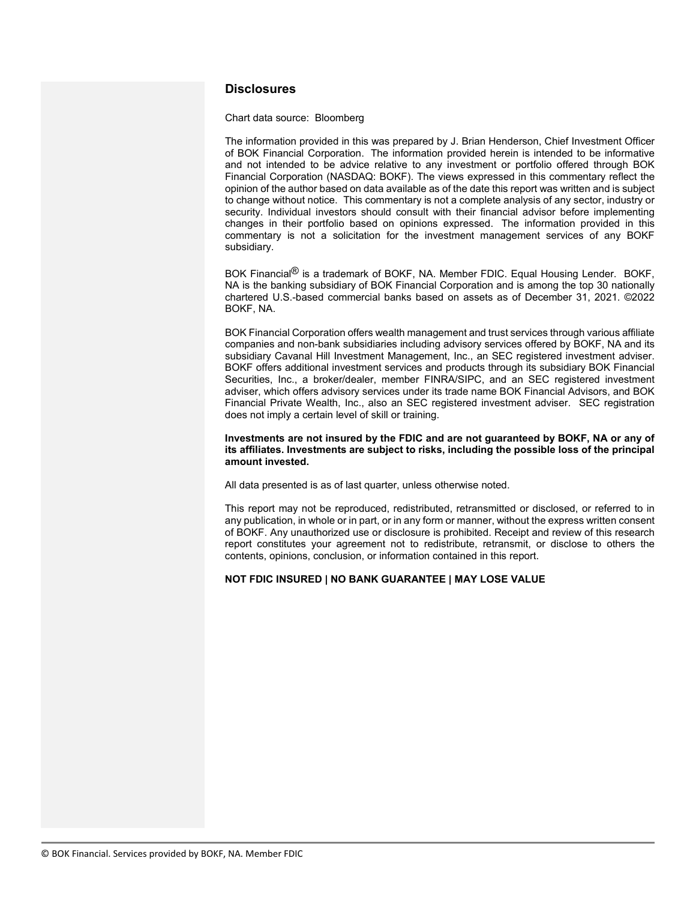## Disclosures

Chart data source: Bloomberg

The information provided in this was prepared by J. Brian Henderson, Chief Investment Officer of BOK Financial Corporation. The information provided herein is intended to be informative and not intended to be advice relative to any investment or portfolio offered through BOK Financial Corporation (NASDAQ: BOKF). The views expressed in this commentary reflect the opinion of the author based on data available as of the date this report was written and is subject to change without notice. This commentary is not a complete analysis of any sector, industry or security. Individual investors should consult with their financial advisor before implementing changes in their portfolio based on opinions expressed. The information provided in this commentary is not a solicitation for the investment management services of any BOKF subsidiary.

BOK Financial® is a trademark of BOKF, NA. Member FDIC. Equal Housing Lender. BOKF, NA is the banking subsidiary of BOK Financial Corporation and is among the top 30 nationally chartered U.S.-based commercial banks based on assets as of December 31, 2021. ©2022 BOKF, NA.

BOK Financial Corporation offers wealth management and trust services through various affiliate companies and non-bank subsidiaries including advisory services offered by BOKF, NA and its subsidiary Cavanal Hill Investment Management, Inc., an SEC registered investment adviser. BOKF offers additional investment services and products through its subsidiary BOK Financial Securities, Inc., a broker/dealer, member FINRA/SIPC, and an SEC registered investment adviser, which offers advisory services under its trade name BOK Financial Advisors, and BOK Financial Private Wealth, Inc., also an SEC registered investment adviser. SEC registration does not imply a certain level of skill or training.

**Investments are not insured by the FDIC and are not guaranteed by BOKF, NA or any of its affiliates. Investments are subject to risks, including the possible loss of the principal amount invested.**

All data presented is as of last quarter, unless otherwise noted.

This report may not be reproduced, redistributed, retransmitted or disclosed, or referred to in any publication, in whole or in part, or in any form or manner, without the express written consent of BOKF. Any unauthorized use or disclosure is prohibited. Receipt and review of this research report constitutes your agreement not to redistribute, retransmit, or disclose to others the contents, opinions, conclusion, or information contained in this report.

**NOT FDIC INSURED | NO BANK GUARANTEE | MAY LOSE VALUE**